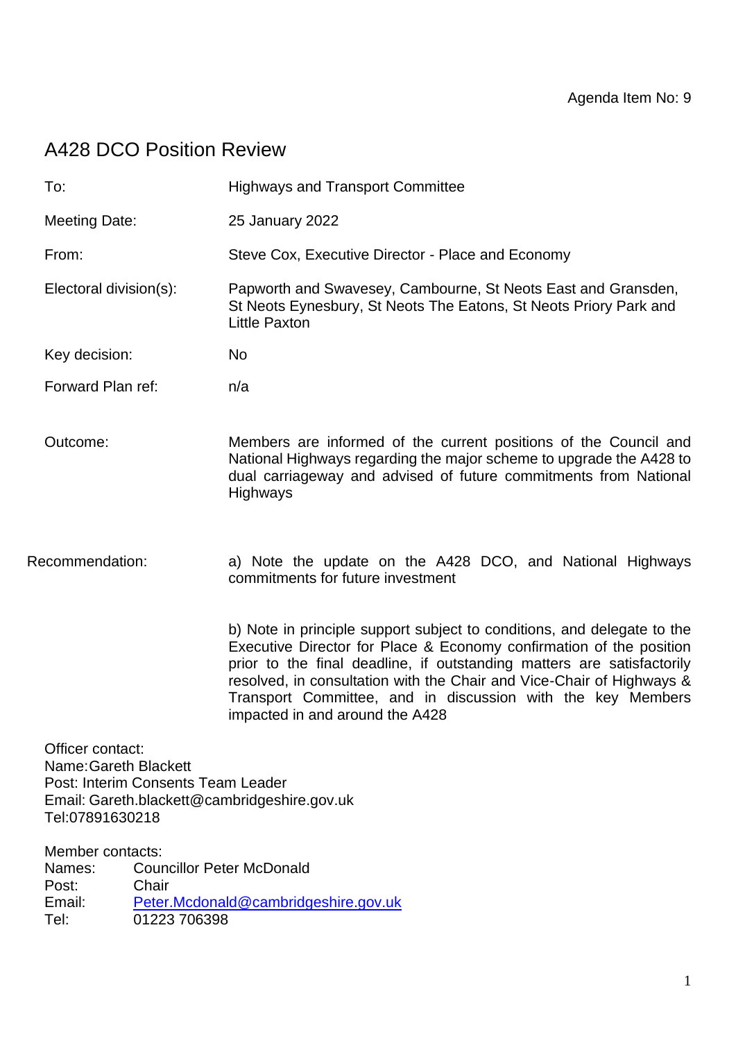Agenda Item No: 9

# A428 DCO Position Review

| | |
|---|---|
| To: | Highways and Transport Committee |
| Meeting Date: | 25 January 2022 |
| From: | Steve Cox, Executive Director - Place and Economy |
| Electoral division(s): | Papworth and Swavesey, Cambourne, St Neots East and Gransden, St Neots Eynesbury, St Neots The Eatons, St Neots Priory Park and Little Paxton |
| Key decision: | No |
| Forward Plan ref: | n/a |
| Outcome: | Members are informed of the current positions of the Council and National Highways regarding the major scheme to upgrade the A428 to dual carriageway and advised of future commitments from National Highways |
| Recommendation: | a) Note the update on the A428 DCO, and National Highways commitments for future investment<br><br>b) Note in principle support subject to conditions, and delegate to the Executive Director for Place & Economy confirmation of the position prior to the final deadline, if outstanding matters are satisfactorily resolved, in consultation with the Chair and Vice-Chair of Highways & Transport Committee, and in discussion with the key Members impacted in and around the A428 |

Officer contact:
Name: Gareth Blackett
Post: Interim Consents Team Leader
Email: Gareth.blackett@cambridgeshire.gov.uk
Tel: 07891630218

Member contacts:

| | |
|---|---|
| Names: | Councillor Peter McDonald |
| Post: | Chair |
| Email: | Peter.Mcdonald@cambridgeshire.gov.uk |
| Tel: | 01223 706398 |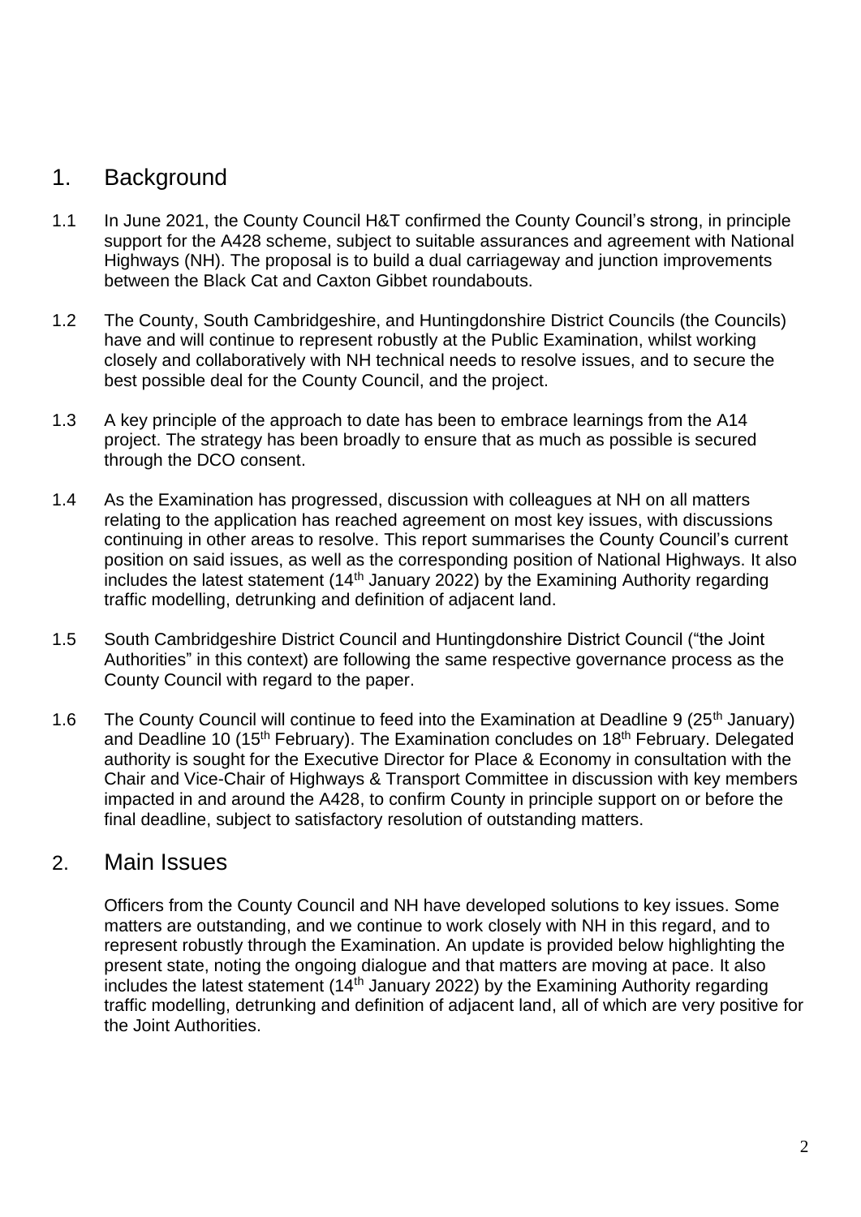## 1. Background

1.1 In June 2021, the County Council H&T confirmed the County Council's strong, in principle support for the A428 scheme, subject to suitable assurances and agreement with National Highways (NH). The proposal is to build a dual carriageway and junction improvements between the Black Cat and Caxton Gibbet roundabouts.

1.2 The County, South Cambridgeshire, and Huntingdonshire District Councils (the Councils) have and will continue to represent robustly at the Public Examination, whilst working closely and collaboratively with NH technical needs to resolve issues, and to secure the best possible deal for the County Council, and the project.

1.3 A key principle of the approach to date has been to embrace learnings from the A14 project. The strategy has been broadly to ensure that as much as possible is secured through the DCO consent.

1.4 As the Examination has progressed, discussion with colleagues at NH on all matters relating to the application has reached agreement on most key issues, with discussions continuing in other areas to resolve. This report summarises the County Council's current position on said issues, as well as the corresponding position of National Highways. It also includes the latest statement (14th January 2022) by the Examining Authority regarding traffic modelling, detrunking and definition of adjacent land.

1.5 South Cambridgeshire District Council and Huntingdonshire District Council ("the Joint Authorities" in this context) are following the same respective governance process as the County Council with regard to the paper.

1.6 The County Council will continue to feed into the Examination at Deadline 9 (25th January) and Deadline 10 (15th February). The Examination concludes on 18th February. Delegated authority is sought for the Executive Director for Place & Economy in consultation with the Chair and Vice-Chair of Highways & Transport Committee in discussion with key members impacted in and around the A428, to confirm County in principle support on or before the final deadline, subject to satisfactory resolution of outstanding matters.

## 2. Main Issues

Officers from the County Council and NH have developed solutions to key issues. Some matters are outstanding, and we continue to work closely with NH in this regard, and to represent robustly through the Examination. An update is provided below highlighting the present state, noting the ongoing dialogue and that matters are moving at pace. It also includes the latest statement (14th January 2022) by the Examining Authority regarding traffic modelling, detrunking and definition of adjacent land, all of which are very positive for the Joint Authorities.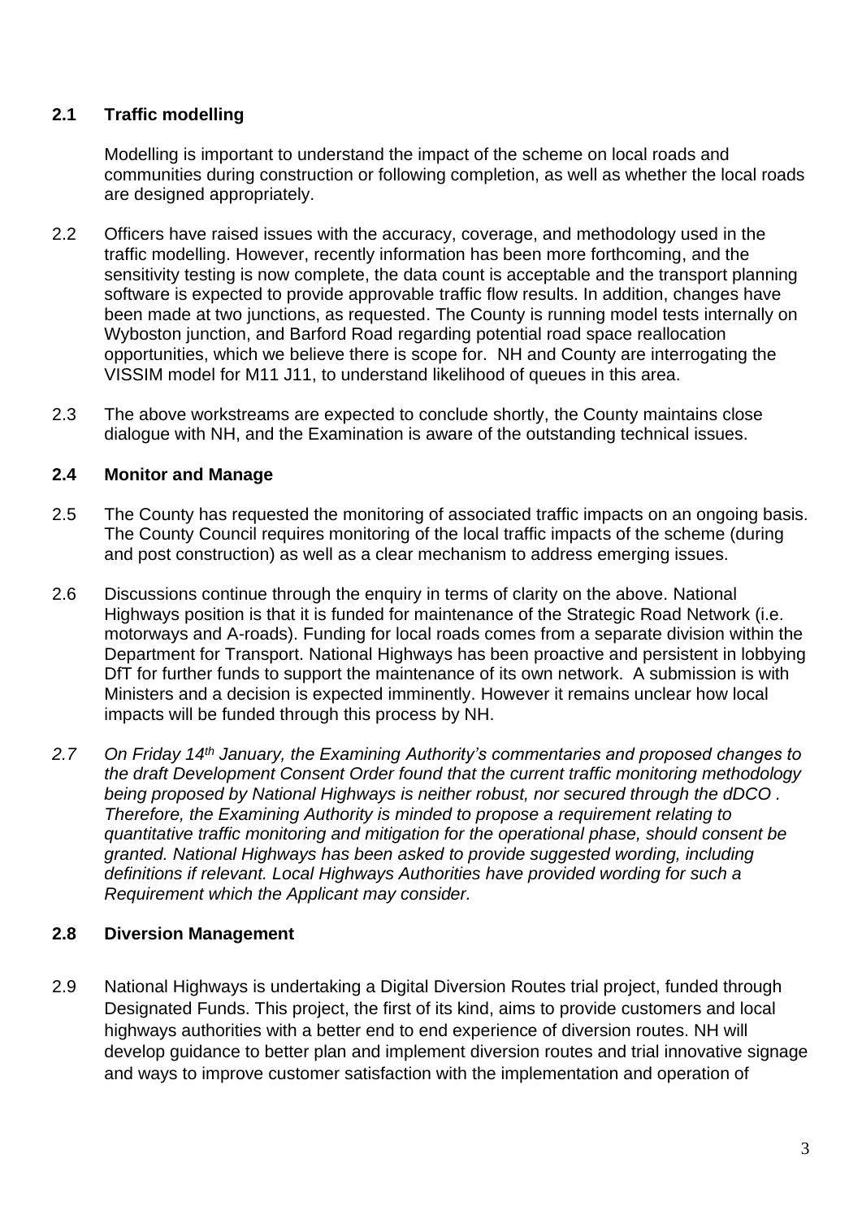**2.1 Traffic modelling**

Modelling is important to understand the impact of the scheme on local roads and communities during construction or following completion, as well as whether the local roads are designed appropriately.

2.2 Officers have raised issues with the accuracy, coverage, and methodology used in the traffic modelling. However, recently information has been more forthcoming, and the sensitivity testing is now complete, the data count is acceptable and the transport planning software is expected to provide approvable traffic flow results. In addition, changes have been made at two junctions, as requested. The County is running model tests internally on Wyboston junction, and Barford Road regarding potential road space reallocation opportunities, which we believe there is scope for. NH and County are interrogating the VISSIM model for M11 J11, to understand likelihood of queues in this area.

2.3 The above workstreams are expected to conclude shortly, the County maintains close dialogue with NH, and the Examination is aware of the outstanding technical issues.

**2.4 Monitor and Manage**

2.5 The County has requested the monitoring of associated traffic impacts on an ongoing basis. The County Council requires monitoring of the local traffic impacts of the scheme (during and post construction) as well as a clear mechanism to address emerging issues.

2.6 Discussions continue through the enquiry in terms of clarity on the above. National Highways position is that it is funded for maintenance of the Strategic Road Network (i.e. motorways and A-roads). Funding for local roads comes from a separate division within the Department for Transport. National Highways has been proactive and persistent in lobbying DfT for further funds to support the maintenance of its own network. A submission is with Ministers and a decision is expected imminently. However it remains unclear how local impacts will be funded through this process by NH.

*2.7 On Friday 14th January, the Examining Authority's commentaries and proposed changes to the draft Development Consent Order found that the current traffic monitoring methodology being proposed by National Highways is neither robust, nor secured through the dDCO . Therefore, the Examining Authority is minded to propose a requirement relating to quantitative traffic monitoring and mitigation for the operational phase, should consent be granted. National Highways has been asked to provide suggested wording, including definitions if relevant. Local Highways Authorities have provided wording for such a Requirement which the Applicant may consider.*

**2.8 Diversion Management**

2.9 National Highways is undertaking a Digital Diversion Routes trial project, funded through Designated Funds. This project, the first of its kind, aims to provide customers and local highways authorities with a better end to end experience of diversion routes. NH will develop guidance to better plan and implement diversion routes and trial innovative signage and ways to improve customer satisfaction with the implementation and operation of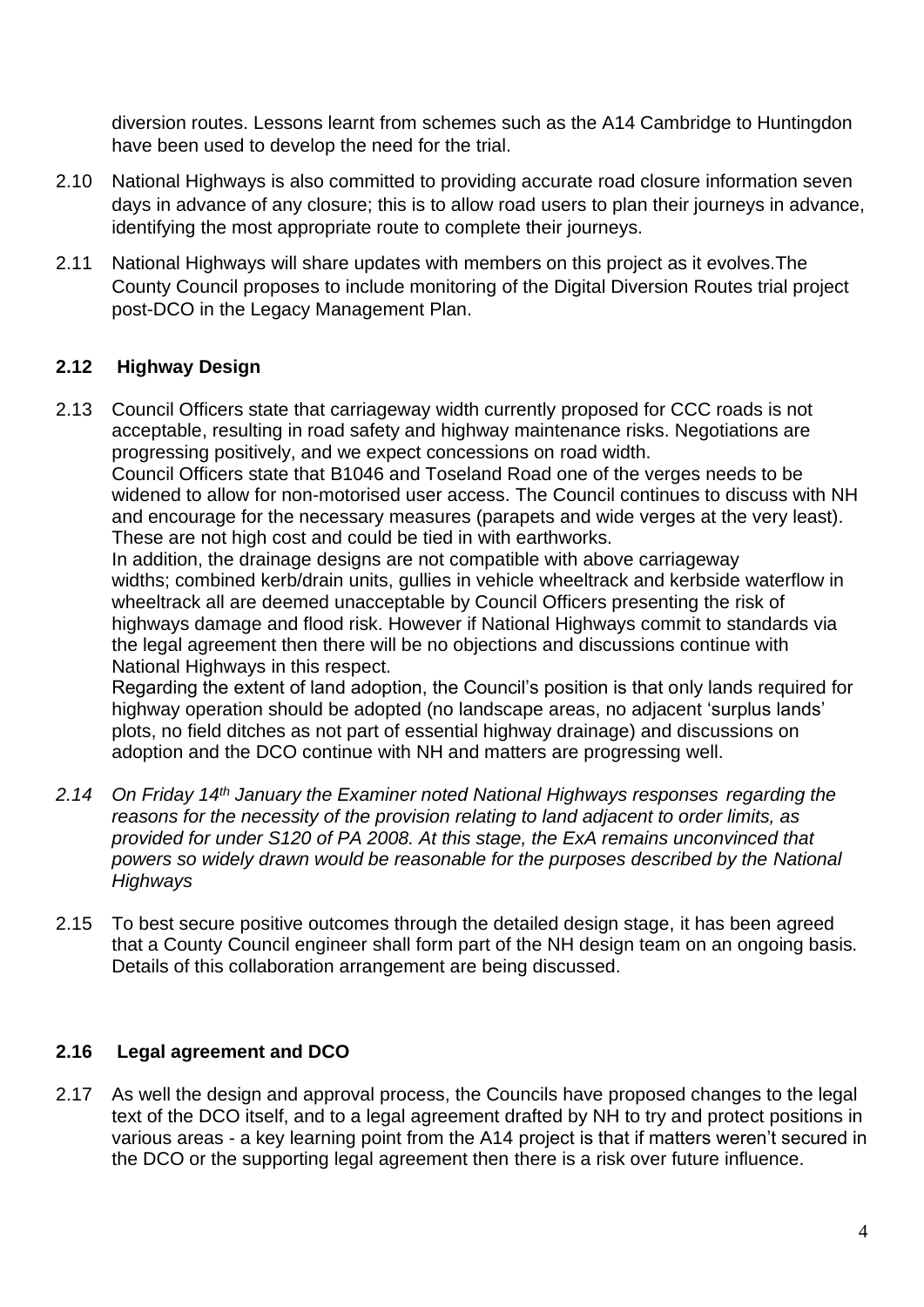diversion routes. Lessons learnt from schemes such as the A14 Cambridge to Huntingdon have been used to develop the need for the trial.

2.10 National Highways is also committed to providing accurate road closure information seven days in advance of any closure; this is to allow road users to plan their journeys in advance, identifying the most appropriate route to complete their journeys.

2.11 National Highways will share updates with members on this project as it evolves.The County Council proposes to include monitoring of the Digital Diversion Routes trial project post-DCO in the Legacy Management Plan.

**2.12 Highway Design**

2.13 Council Officers state that carriageway width currently proposed for CCC roads is not acceptable, resulting in road safety and highway maintenance risks. Negotiations are progressing positively, and we expect concessions on road width.
Council Officers state that B1046 and Toseland Road one of the verges needs to be widened to allow for non-motorised user access. The Council continues to discuss with NH and encourage for the necessary measures (parapets and wide verges at the very least). These are not high cost and could be tied in with earthworks.
In addition, the drainage designs are not compatible with above carriageway widths; combined kerb/drain units, gullies in vehicle wheeltrack and kerbside waterflow in wheeltrack all are deemed unacceptable by Council Officers presenting the risk of highways damage and flood risk. However if National Highways commit to standards via the legal agreement then there will be no objections and discussions continue with National Highways in this respect.
Regarding the extent of land adoption, the Council's position is that only lands required for highway operation should be adopted (no landscape areas, no adjacent 'surplus lands' plots, no field ditches as not part of essential highway drainage) and discussions on adoption and the DCO continue with NH and matters are progressing well.

*2.14 On Friday 14th January the Examiner noted National Highways responses regarding the reasons for the necessity of the provision relating to land adjacent to order limits, as provided for under S120 of PA 2008. At this stage, the ExA remains unconvinced that powers so widely drawn would be reasonable for the purposes described by the National Highways*

2.15 To best secure positive outcomes through the detailed design stage, it has been agreed that a County Council engineer shall form part of the NH design team on an ongoing basis. Details of this collaboration arrangement are being discussed.

**2.16 Legal agreement and DCO**

2.17 As well the design and approval process, the Councils have proposed changes to the legal text of the DCO itself, and to a legal agreement drafted by NH to try and protect positions in various areas - a key learning point from the A14 project is that if matters weren't secured in the DCO or the supporting legal agreement then there is a risk over future influence.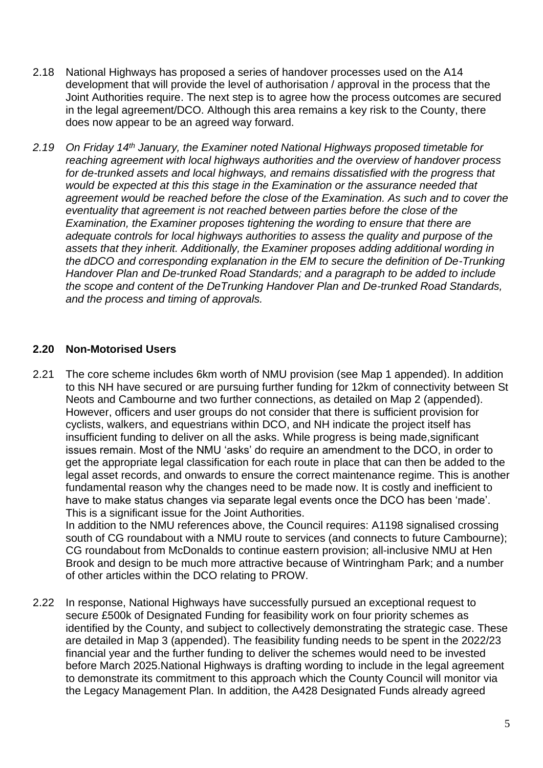2.18 National Highways has proposed a series of handover processes used on the A14 development that will provide the level of authorisation / approval in the process that the Joint Authorities require. The next step is to agree how the process outcomes are secured in the legal agreement/DCO. Although this area remains a key risk to the County, there does now appear to be an agreed way forward.

*2.19 On Friday 14th January, the Examiner noted National Highways proposed timetable for reaching agreement with local highways authorities and the overview of handover process for de-trunked assets and local highways, and remains dissatisfied with the progress that would be expected at this this stage in the Examination or the assurance needed that agreement would be reached before the close of the Examination. As such and to cover the eventuality that agreement is not reached between parties before the close of the Examination, the Examiner proposes tightening the wording to ensure that there are adequate controls for local highways authorities to assess the quality and purpose of the assets that they inherit. Additionally, the Examiner proposes adding additional wording in the dDCO and corresponding explanation in the EM to secure the definition of De-Trunking Handover Plan and De-trunked Road Standards; and a paragraph to be added to include the scope and content of the DeTrunking Handover Plan and De-trunked Road Standards, and the process and timing of approvals.*

**2.20 Non-Motorised Users**

2.21 The core scheme includes 6km worth of NMU provision (see Map 1 appended). In addition to this NH have secured or are pursuing further funding for 12km of connectivity between St Neots and Cambourne and two further connections, as detailed on Map 2 (appended). However, officers and user groups do not consider that there is sufficient provision for cyclists, walkers, and equestrians within DCO, and NH indicate the project itself has insufficient funding to deliver on all the asks. While progress is being made,significant issues remain. Most of the NMU 'asks' do require an amendment to the DCO, in order to get the appropriate legal classification for each route in place that can then be added to the legal asset records, and onwards to ensure the correct maintenance regime. This is another fundamental reason why the changes need to be made now. It is costly and inefficient to have to make status changes via separate legal events once the DCO has been 'made'. This is a significant issue for the Joint Authorities.
In addition to the NMU references above, the Council requires: A1198 signalised crossing south of CG roundabout with a NMU route to services (and connects to future Cambourne); CG roundabout from McDonalds to continue eastern provision; all-inclusive NMU at Hen Brook and design to be much more attractive because of Wintringham Park; and a number of other articles within the DCO relating to PROW.

2.22 In response, National Highways have successfully pursued an exceptional request to secure £500k of Designated Funding for feasibility work on four priority schemes as identified by the County, and subject to collectively demonstrating the strategic case. These are detailed in Map 3 (appended). The feasibility funding needs to be spent in the 2022/23 financial year and the further funding to deliver the schemes would need to be invested before March 2025.National Highways is drafting wording to include in the legal agreement to demonstrate its commitment to this approach which the County Council will monitor via the Legacy Management Plan. In addition, the A428 Designated Funds already agreed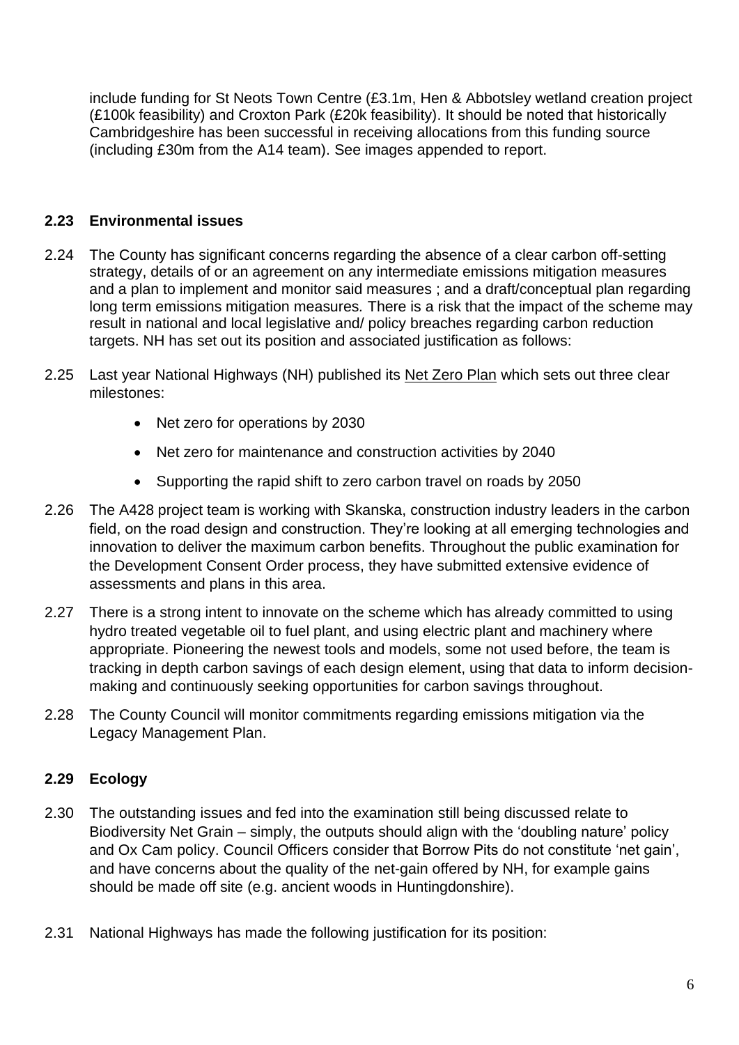include funding for St Neots Town Centre (£3.1m, Hen & Abbotsley wetland creation project (£100k feasibility) and Croxton Park (£20k feasibility). It should be noted that historically Cambridgeshire has been successful in receiving allocations from this funding source (including £30m from the A14 team). See images appended to report.

**2.23 Environmental issues**

2.24 The County has significant concerns regarding the absence of a clear carbon off-setting strategy, details of or an agreement on any intermediate emissions mitigation measures and a plan to implement and monitor said measures ; and a draft/conceptual plan regarding long term emissions mitigation measures. There is a risk that the impact of the scheme may result in national and local legislative and/ policy breaches regarding carbon reduction targets. NH has set out its position and associated justification as follows:

2.25 Last year National Highways (NH) published its Net Zero Plan which sets out three clear milestones:

- Net zero for operations by 2030
- Net zero for maintenance and construction activities by 2040
- Supporting the rapid shift to zero carbon travel on roads by 2050

2.26 The A428 project team is working with Skanska, construction industry leaders in the carbon field, on the road design and construction. They're looking at all emerging technologies and innovation to deliver the maximum carbon benefits. Throughout the public examination for the Development Consent Order process, they have submitted extensive evidence of assessments and plans in this area.

2.27 There is a strong intent to innovate on the scheme which has already committed to using hydro treated vegetable oil to fuel plant, and using electric plant and machinery where appropriate. Pioneering the newest tools and models, some not used before, the team is tracking in depth carbon savings of each design element, using that data to inform decision-making and continuously seeking opportunities for carbon savings throughout.

2.28 The County Council will monitor commitments regarding emissions mitigation via the Legacy Management Plan.

**2.29 Ecology**

2.30 The outstanding issues and fed into the examination still being discussed relate to Biodiversity Net Grain – simply, the outputs should align with the 'doubling nature' policy and Ox Cam policy. Council Officers consider that Borrow Pits do not constitute 'net gain', and have concerns about the quality of the net-gain offered by NH, for example gains should be made off site (e.g. ancient woods in Huntingdonshire).

2.31 National Highways has made the following justification for its position: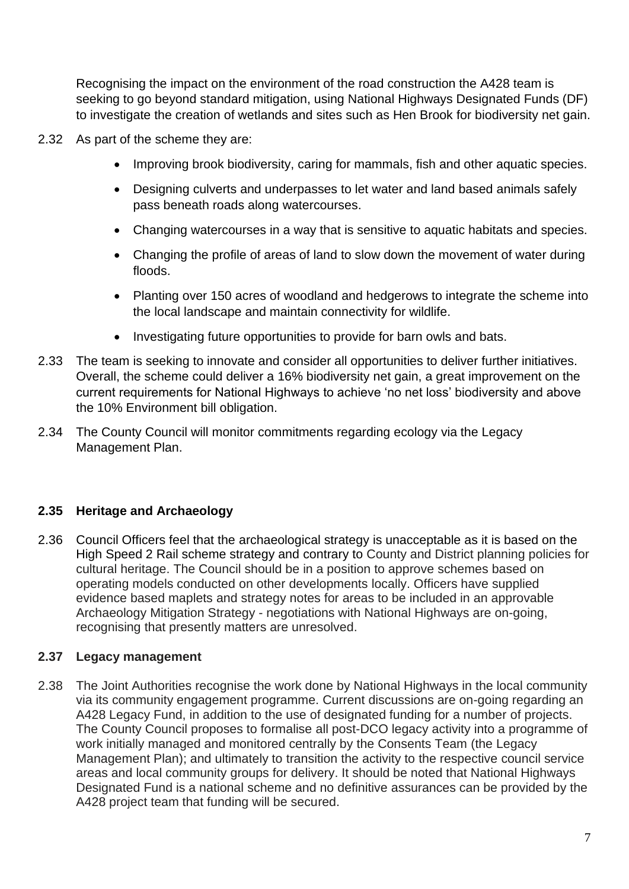Recognising the impact on the environment of the road construction the A428 team is seeking to go beyond standard mitigation, using National Highways Designated Funds (DF) to investigate the creation of wetlands and sites such as Hen Brook for biodiversity net gain.

2.32 As part of the scheme they are:

- Improving brook biodiversity, caring for mammals, fish and other aquatic species.
- Designing culverts and underpasses to let water and land based animals safely pass beneath roads along watercourses.
- Changing watercourses in a way that is sensitive to aquatic habitats and species.
- Changing the profile of areas of land to slow down the movement of water during floods.
- Planting over 150 acres of woodland and hedgerows to integrate the scheme into the local landscape and maintain connectivity for wildlife.
- Investigating future opportunities to provide for barn owls and bats.

2.33 The team is seeking to innovate and consider all opportunities to deliver further initiatives. Overall, the scheme could deliver a 16% biodiversity net gain, a great improvement on the current requirements for National Highways to achieve 'no net loss' biodiversity and above the 10% Environment bill obligation.

2.34 The County Council will monitor commitments regarding ecology via the Legacy Management Plan.

**2.35 Heritage and Archaeology**

2.36 Council Officers feel that the archaeological strategy is unacceptable as it is based on the High Speed 2 Rail scheme strategy and contrary to County and District planning policies for cultural heritage. The Council should be in a position to approve schemes based on operating models conducted on other developments locally. Officers have supplied evidence based maplets and strategy notes for areas to be included in an approvable Archaeology Mitigation Strategy - negotiations with National Highways are on-going, recognising that presently matters are unresolved.

**2.37 Legacy management**

2.38 The Joint Authorities recognise the work done by National Highways in the local community via its community engagement programme. Current discussions are on-going regarding an A428 Legacy Fund, in addition to the use of designated funding for a number of projects. The County Council proposes to formalise all post-DCO legacy activity into a programme of work initially managed and monitored centrally by the Consents Team (the Legacy Management Plan); and ultimately to transition the activity to the respective council service areas and local community groups for delivery. It should be noted that National Highways Designated Fund is a national scheme and no definitive assurances can be provided by the A428 project team that funding will be secured.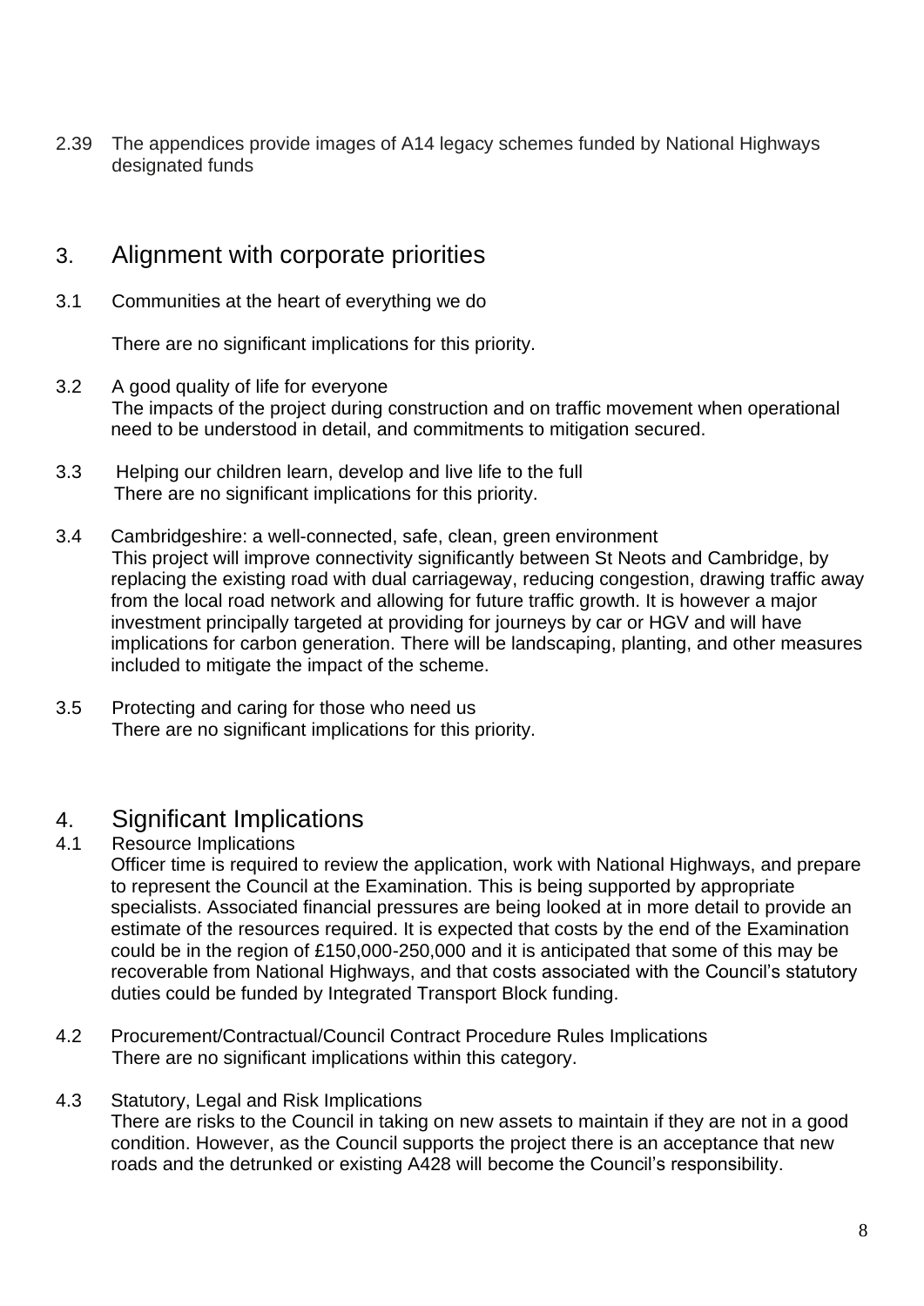2.39 The appendices provide images of A14 legacy schemes funded by National Highways designated funds

## 3. Alignment with corporate priorities

3.1 Communities at the heart of everything we do

There are no significant implications for this priority.

3.2 A good quality of life for everyone

The impacts of the project during construction and on traffic movement when operational need to be understood in detail, and commitments to mitigation secured.

3.3 Helping our children learn, develop and live life to the full

There are no significant implications for this priority.

3.4 Cambridgeshire: a well-connected, safe, clean, green environment

This project will improve connectivity significantly between St Neots and Cambridge, by replacing the existing road with dual carriageway, reducing congestion, drawing traffic away from the local road network and allowing for future traffic growth. It is however a major investment principally targeted at providing for journeys by car or HGV and will have implications for carbon generation. There will be landscaping, planting, and other measures included to mitigate the impact of the scheme.

3.5 Protecting and caring for those who need us

There are no significant implications for this priority.

## 4. Significant Implications

4.1 Resource Implications

Officer time is required to review the application, work with National Highways, and prepare to represent the Council at the Examination. This is being supported by appropriate specialists. Associated financial pressures are being looked at in more detail to provide an estimate of the resources required. It is expected that costs by the end of the Examination could be in the region of £150,000-250,000 and it is anticipated that some of this may be recoverable from National Highways, and that costs associated with the Council's statutory duties could be funded by Integrated Transport Block funding.

4.2 Procurement/Contractual/Council Contract Procedure Rules Implications

There are no significant implications within this category.

4.3 Statutory, Legal and Risk Implications

There are risks to the Council in taking on new assets to maintain if they are not in a good condition. However, as the Council supports the project there is an acceptance that new roads and the detrunked or existing A428 will become the Council's responsibility.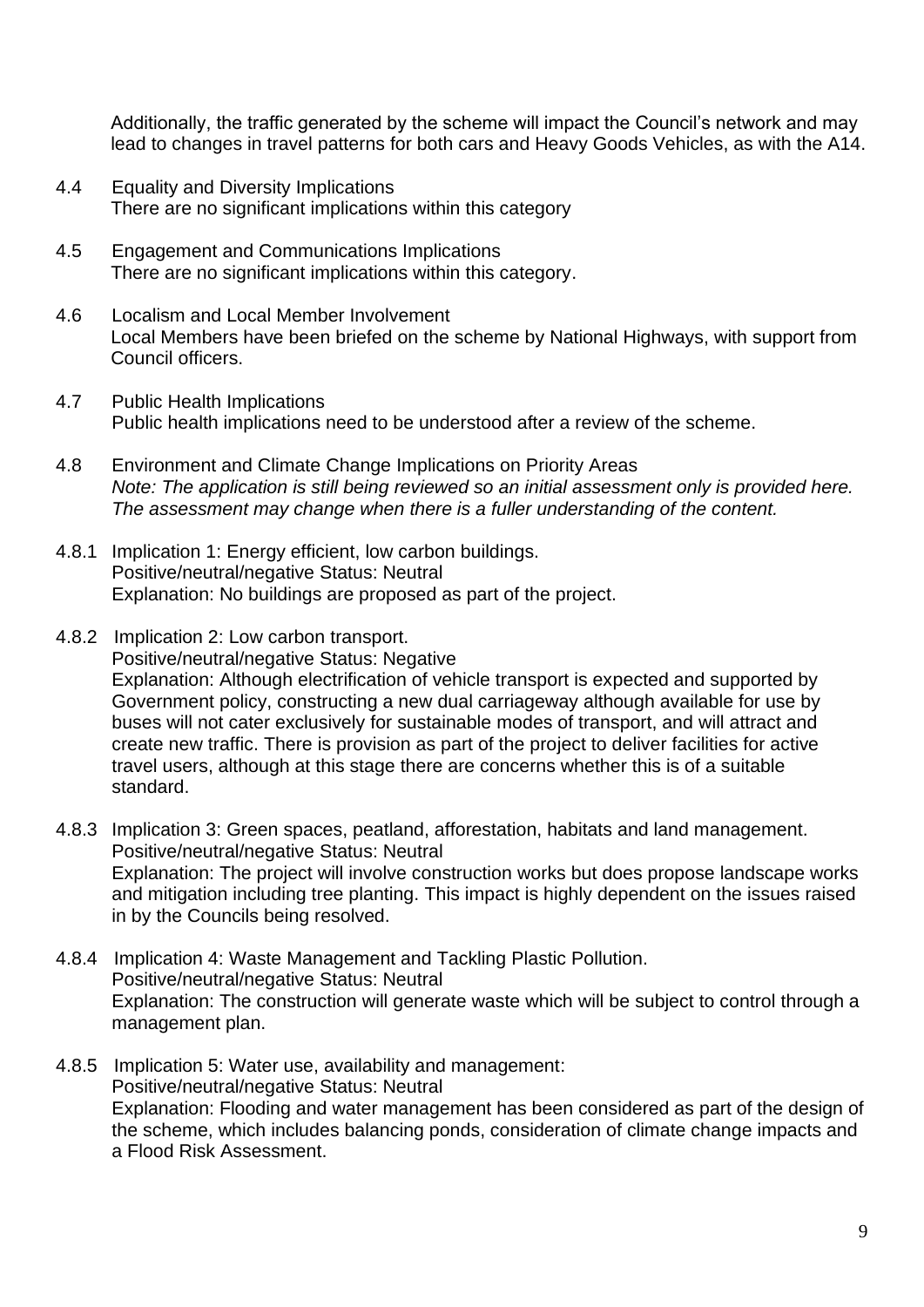Additionally, the traffic generated by the scheme will impact the Council's network and may lead to changes in travel patterns for both cars and Heavy Goods Vehicles, as with the A14.

4.4 Equality and Diversity Implications

There are no significant implications within this category

4.5 Engagement and Communications Implications

There are no significant implications within this category.

4.6 Localism and Local Member Involvement

Local Members have been briefed on the scheme by National Highways, with support from Council officers.

4.7 Public Health Implications

Public health implications need to be understood after a review of the scheme.

4.8 Environment and Climate Change Implications on Priority Areas

*Note: The application is still being reviewed so an initial assessment only is provided here. The assessment may change when there is a fuller understanding of the content.*

4.8.1 Implication 1: Energy efficient, low carbon buildings.
Positive/neutral/negative Status: Neutral
Explanation: No buildings are proposed as part of the project.

4.8.2 Implication 2: Low carbon transport.
Positive/neutral/negative Status: Negative
Explanation: Although electrification of vehicle transport is expected and supported by Government policy, constructing a new dual carriageway although available for use by buses will not cater exclusively for sustainable modes of transport, and will attract and create new traffic. There is provision as part of the project to deliver facilities for active travel users, although at this stage there are concerns whether this is of a suitable standard.

4.8.3 Implication 3: Green spaces, peatland, afforestation, habitats and land management.
Positive/neutral/negative Status: Neutral
Explanation: The project will involve construction works but does propose landscape works and mitigation including tree planting. This impact is highly dependent on the issues raised in by the Councils being resolved.

4.8.4 Implication 4: Waste Management and Tackling Plastic Pollution.
Positive/neutral/negative Status: Neutral
Explanation: The construction will generate waste which will be subject to control through a management plan.

4.8.5 Implication 5: Water use, availability and management:
Positive/neutral/negative Status: Neutral
Explanation: Flooding and water management has been considered as part of the design of the scheme, which includes balancing ponds, consideration of climate change impacts and a Flood Risk Assessment.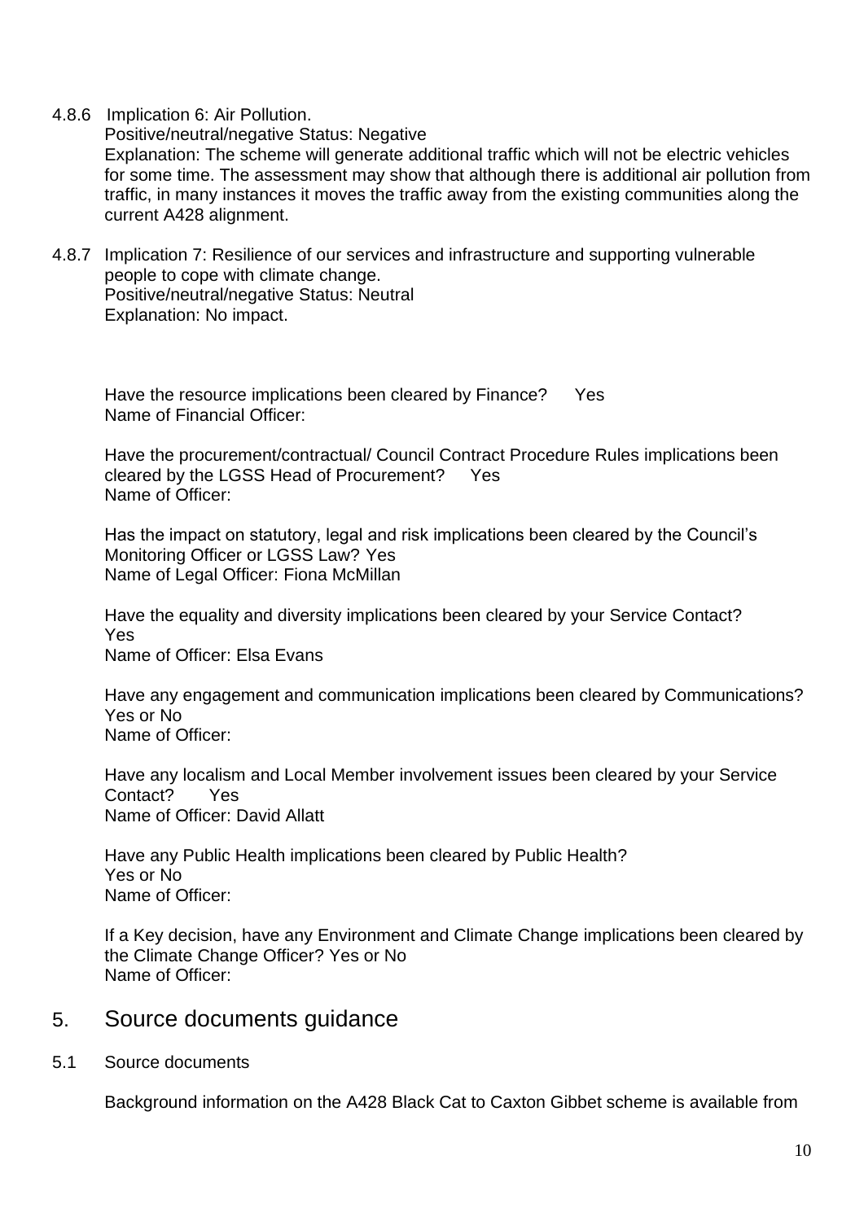4.8.6 Implication 6: Air Pollution.
Positive/neutral/negative Status: Negative
Explanation: The scheme will generate additional traffic which will not be electric vehicles for some time. The assessment may show that although there is additional air pollution from traffic, in many instances it moves the traffic away from the existing communities along the current A428 alignment.

4.8.7 Implication 7: Resilience of our services and infrastructure and supporting vulnerable people to cope with climate change.
Positive/neutral/negative Status: Neutral
Explanation: No impact.

Have the resource implications been cleared by Finance? Yes
Name of Financial Officer:

Have the procurement/contractual/ Council Contract Procedure Rules implications been cleared by the LGSS Head of Procurement? Yes
Name of Officer:

Has the impact on statutory, legal and risk implications been cleared by the Council's Monitoring Officer or LGSS Law? Yes
Name of Legal Officer: Fiona McMillan

Have the equality and diversity implications been cleared by your Service Contact?
Yes
Name of Officer: Elsa Evans

Have any engagement and communication implications been cleared by Communications?
Yes or No
Name of Officer:

Have any localism and Local Member involvement issues been cleared by your Service Contact? Yes
Name of Officer: David Allatt

Have any Public Health implications been cleared by Public Health?
Yes or No
Name of Officer:

If a Key decision, have any Environment and Climate Change implications been cleared by the Climate Change Officer? Yes or No
Name of Officer:

## 5. Source documents guidance

5.1 Source documents

Background information on the A428 Black Cat to Caxton Gibbet scheme is available from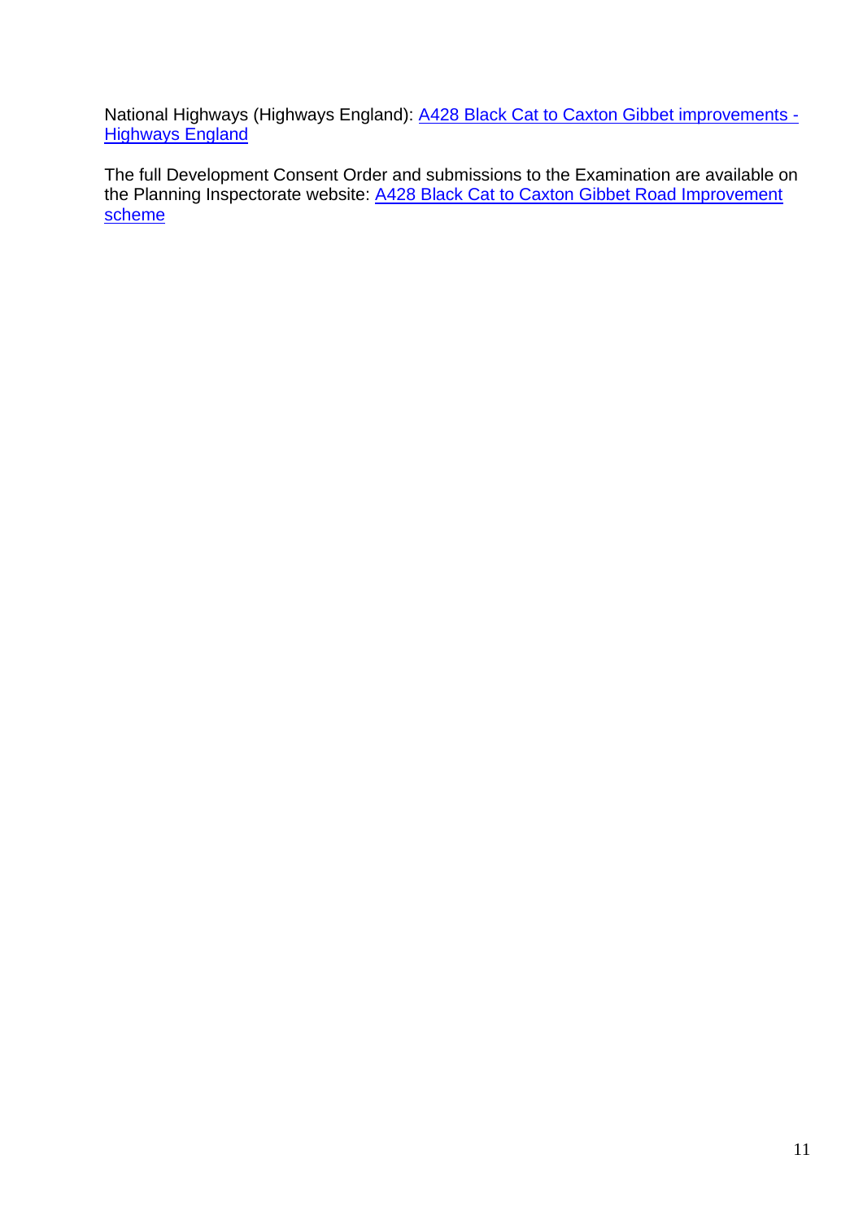National Highways (Highways England): [A428 Black Cat to Caxton Gibbet improvements - Highways England]

The full Development Consent Order and submissions to the Examination are available on the Planning Inspectorate website: [A428 Black Cat to Caxton Gibbet Road Improvement scheme]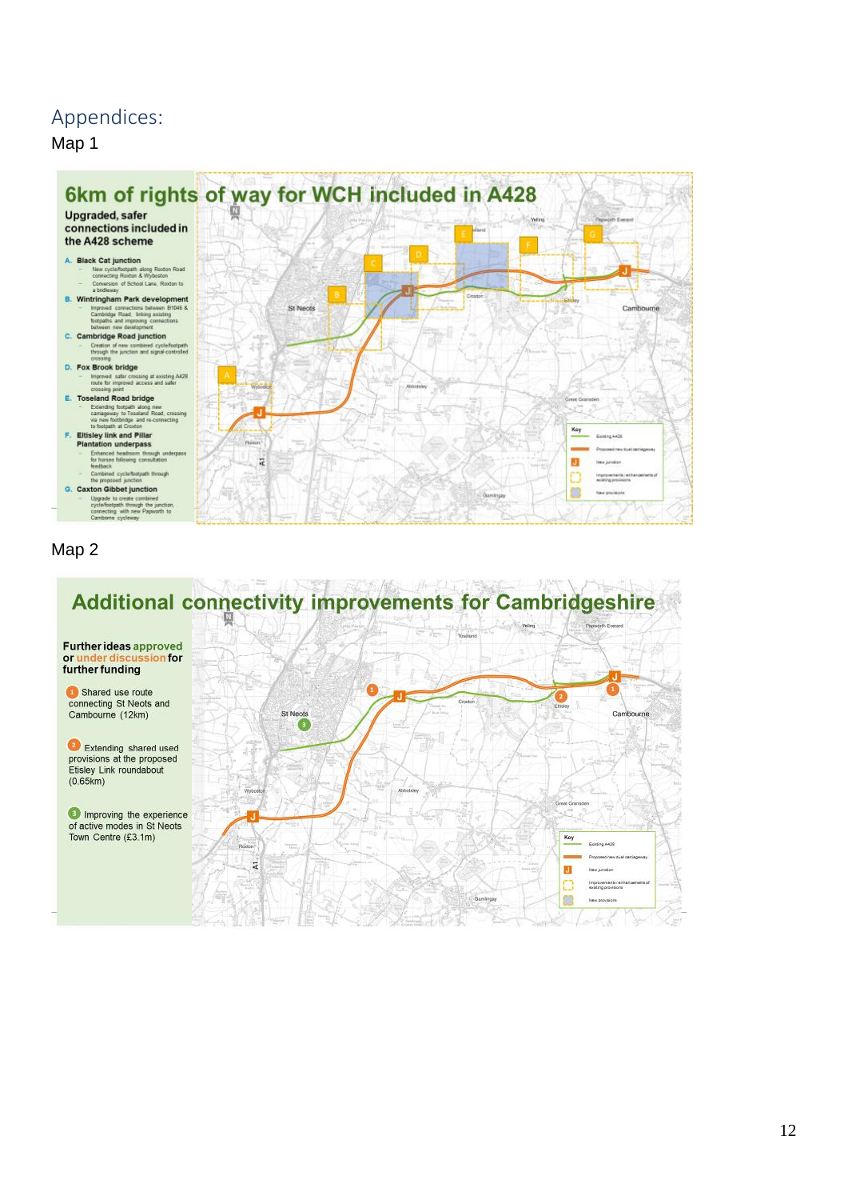# Appendices:

Map 1

## 6km of rights of way for WCH included in A428

**Upgraded, safer connections included in the A428 scheme**

**A. Black Cat junction**
- New cycle/footpath along Roxton Road connecting Roxton & Wyboston
- Conversion of School Lane, Roxton to a bridleway

**B. Wintringham Park development**
- Improved connections between B1046 & Cambridge Road, linking existing footpaths and improving connections between new development

**C. Cambridge Road junction**
- Creation of new combined cycle/footpath through the junction and signal-controlled crossing

**D. Fox Brook bridge**
- Improved safer crossing at existing A428 route for improved access and safer crossing point

**E. Toseland Road bridge**
- Extending footpath along new carriageway to Toseland Road, crossing via new footbridge and re-connecting to footpath at Croxton

**F. Eltisley link and Pillar Plantation underpass**
- Enhanced headroom through underpass for horses following consultation feedback
- Combined cycle/footpath through the proposed junction

**G. Caxton Gibbet junction**
- Upgrade to create combined cycle/footpath through the junction, connecting with new Papworth to Cambourne cycleway

Key: Existing A428; Proposed new dual carriageway; New junction; Improvements / enhancements of existing provisions; New provisions

Map 2

## Additional connectivity improvements for Cambridgeshire

**Further ideas approved or under discussion for further funding**

1. Shared use route connecting St Neots and Cambourne (12km)
2. Extending shared used provisions at the proposed Eltisley Link roundabout (0.65km)
3. Improving the experience of active modes in St Neots Town Centre (£3.1m)

Key: Existing A428; Proposed new dual carriageway; New junction; Improvements / enhancements of existing provisions; New provisions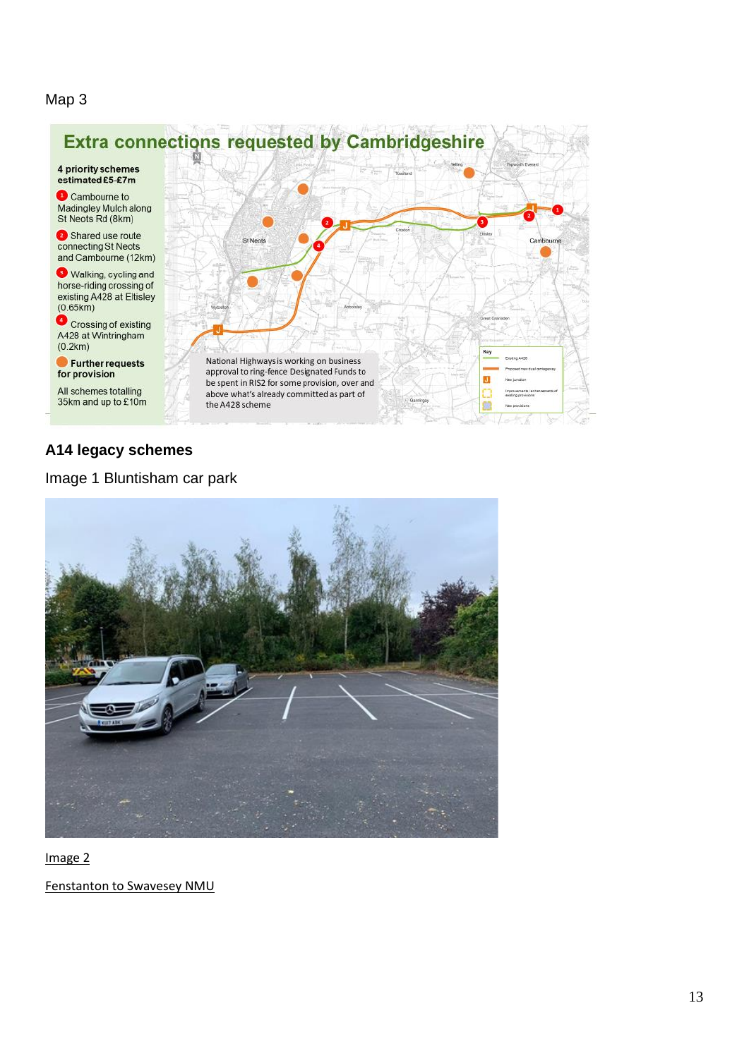Map 3

Extra connections requested by Cambridgeshire

4 priority schemes estimated £5-£7m

1. Cambourne to Madingley Mulch along St Neots Rd (8km)
2. Shared use route connecting St Neots and Cambourne (12km)
3. Walking, cycling and horse-riding crossing of existing A428 at Eltisley (0.65km)
4. Crossing of existing A428 at Wintringham (0.2km)

**Further requests for provision**

All schemes totalling 35km and up to £10m

National Highways is working on business approval to ring-fence Designated Funds to be spent in RIS2 for some provision, over and above what's already committed as part of the A428 scheme

## A14 legacy schemes

Image 1 Bluntisham car park

Image 2

Fenstanton to Swavesey NMU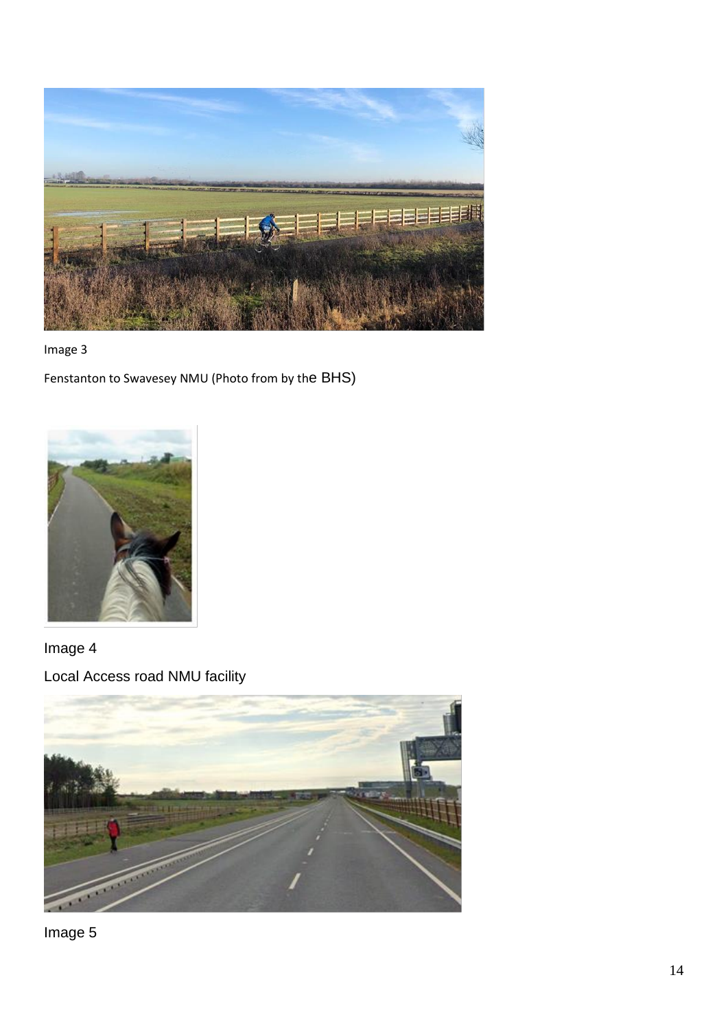Image 3

Fenstanton to Swavesey NMU (Photo from by the BHS)

Image 4

Local Access road NMU facility

Image 5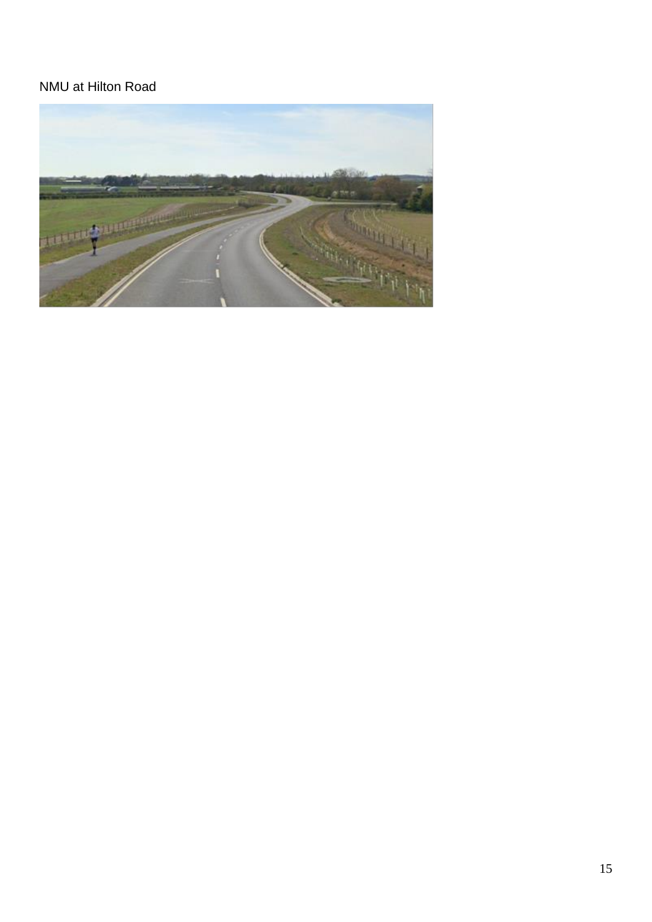NMU at Hilton Road